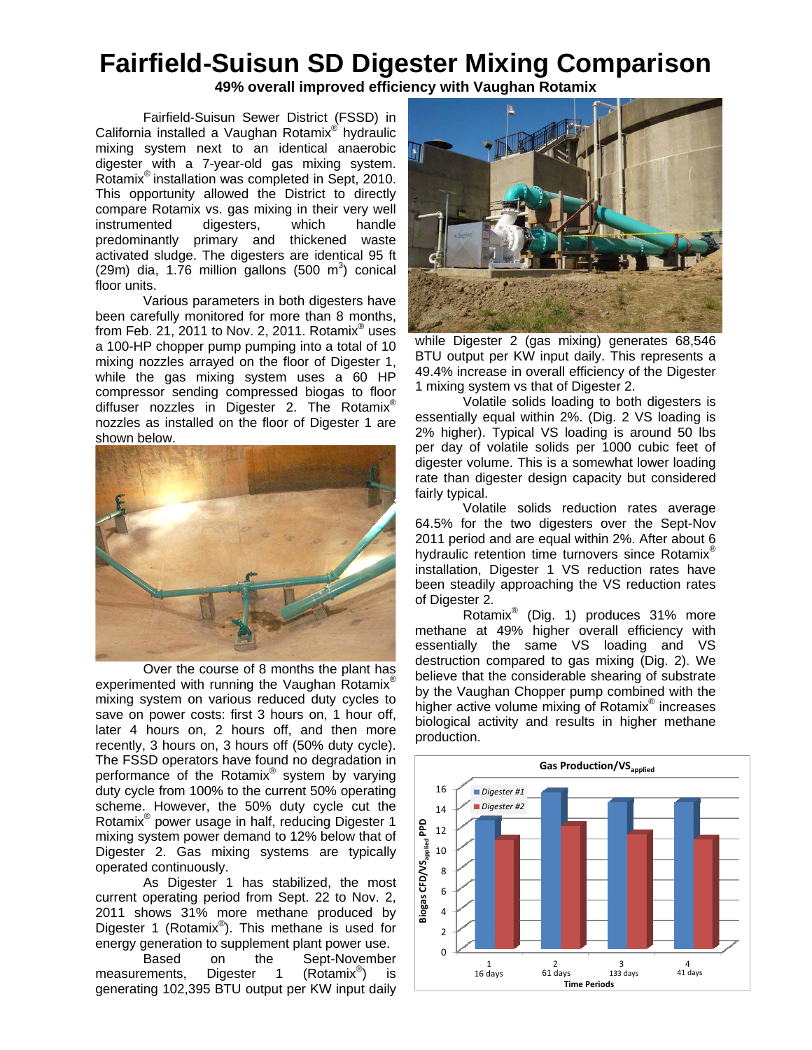# Fairfield-Suisun SD Digester Mixing Comparison

**49% overall improved efficiency with Vaughan Rotamix**

Fairfield-Suisun Sewer District (FSSD) in California installed a Vaughan Rotamix® hydraulic mixing system next to an identical anaerobic digester with a 7-year-old gas mixing system. Rotamix® installation was completed in Sept, 2010. This opportunity allowed the District to directly compare Rotamix vs. gas mixing in their very well instrumented digesters, which handle predominantly primary and thickened waste activated sludge. The digesters are identical 95 ft (29m) dia, 1.76 million gallons (500 $m^3$) conical floor units.

Various parameters in both digesters have been carefully monitored for more than 8 months, from Feb. 21, 2011 to Nov. 2, 2011. Rotamix® uses a 100-HP chopper pump pumping into a total of 10 mixing nozzles arrayed on the floor of Digester 1, while the gas mixing system uses a 60 HP compressor sending compressed biogas to floor diffuser nozzles in Digester 2. The Rotamix® nozzles as installed on the floor of Digester 1 are shown below.

Over the course of 8 months the plant has experimented with running the Vaughan Rotamix® mixing system on various reduced duty cycles to save on power costs: first 3 hours on, 1 hour off, later 4 hours on, 2 hours off, and then more recently, 3 hours on, 3 hours off (50% duty cycle). The FSSD operators have found no degradation in performance of the Rotamix® system by varying duty cycle from 100% to the current 50% operating scheme. However, the 50% duty cycle cut the Rotamix® power usage in half, reducing Digester 1 mixing system power demand to 12% below that of Digester 2. Gas mixing systems are typically operated continuously.

As Digester 1 has stabilized, the most current operating period from Sept. 22 to Nov. 2, 2011 shows 31% more methane produced by Digester 1 (Rotamix®). This methane is used for energy generation to supplement plant power use.

Based on the Sept-November measurements, Digester 1 (Rotamix®) is generating 102,395 BTU output per KW input daily while Digester 2 (gas mixing) generates 68,546 BTU output per KW input daily. This represents a 49.4% increase in overall efficiency of the Digester 1 mixing system vs that of Digester 2.

Volatile solids loading to both digesters is essentially equal within 2%. (Dig. 2 VS loading is 2% higher). Typical VS loading is around 50 lbs per day of volatile solids per 1000 cubic feet of digester volume. This is a somewhat lower loading rate than digester design capacity but considered fairly typical.

Volatile solids reduction rates average 64.5% for the two digesters over the Sept-Nov 2011 period and are equal within 2%. After about 6 hydraulic retention time turnovers since Rotamix® installation, Digester 1 VS reduction rates have been steadily approaching the VS reduction rates of Digester 2.

Rotamix® (Dig. 1) produces 31% more methane at 49% higher overall efficiency with essentially the same VS loading and VS destruction compared to gas mixing (Dig. 2). We believe that the considerable shearing of substrate by the Vaughan Chopper pump combined with the higher active volume mixing of Rotamix® increases biological activity and results in higher methane production.

**Gas Production/$VS_{applied}$**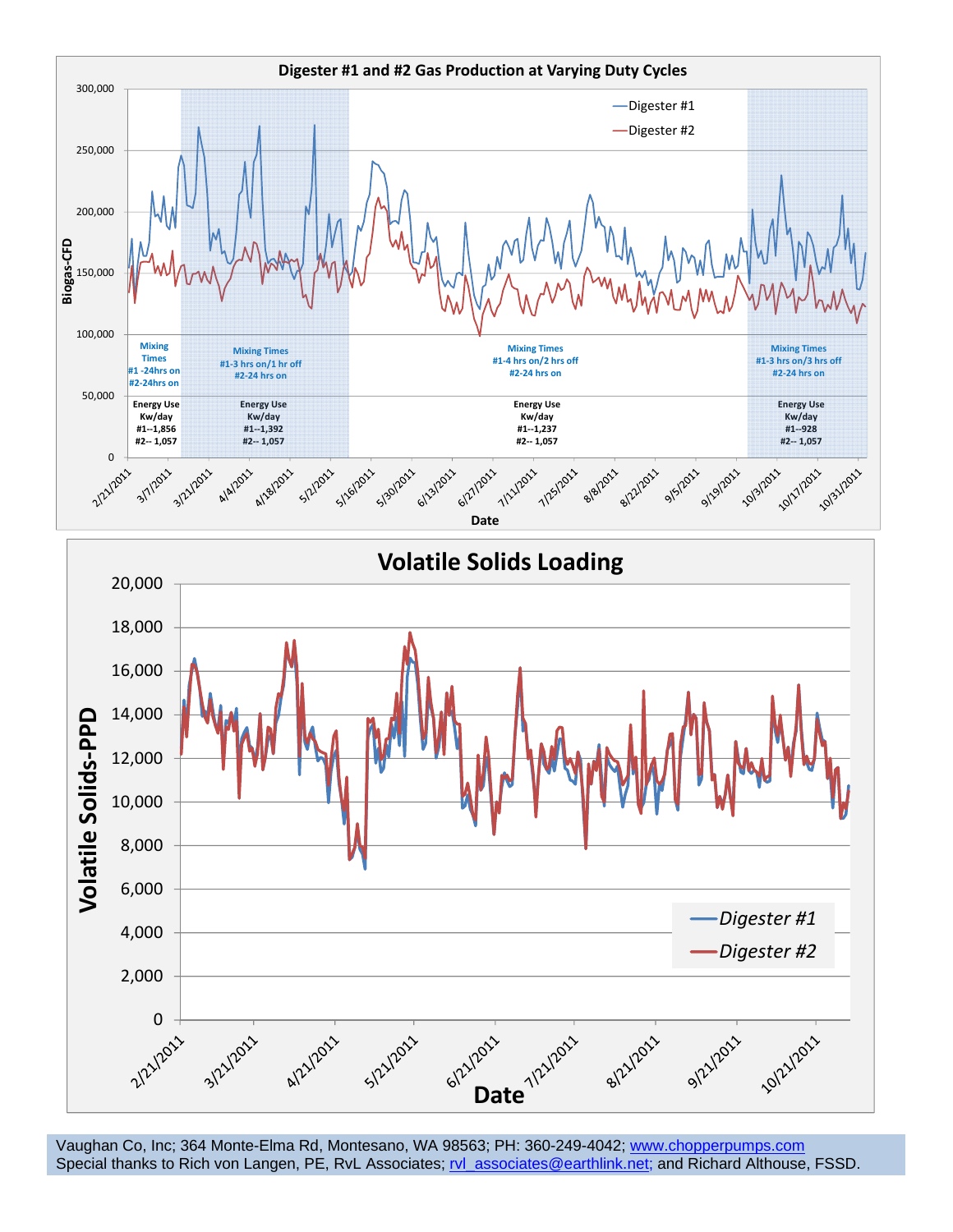Digester #1 and #2 Gas Production at Varying Duty Cycles

Biogas-CFD

300,000
250,000
200,000
150,000
100,000
50,000
0

Digester #1
Digester #2

Mixing Times
#1 -24hrs on
#2-24hrs on

Energy Use
Kw/day
#1--1,856
#2-- 1,057

Mixing Times
#1-3 hrs on/1 hr off
#2-24 hrs on

Energy Use
Kw/day
#1--1,392
#2-- 1,057

Mixing Times
#1-4 hrs on/2 hrs off
#2-24 hrs on

Energy Use
Kw/day
#1--1,237
#2-- 1,057

Mixing Times
#1-3 hrs on/3 hrs off
#2-24 hrs on

Energy Use
Kw/day
#1--928
#2-- 1,057

2/21/2011 3/7/2011 3/21/2011 4/4/2011 4/18/2011 5/2/2011 5/16/2011 5/30/2011 6/13/2011 6/27/2011 7/11/2011 7/25/2011 8/8/2011 8/22/2011 9/5/2011 9/19/2011 10/3/2011 10/17/2011 10/31/2011

Date

Volatile Solids Loading

Volatile Solids-PPD

20,000
18,000
16,000
14,000
12,000
10,000
8,000
6,000
4,000
2,000
0

*Digester #1*
*Digester #2*

2/21/2011 3/21/2011 4/21/2011 5/21/2011 6/21/2011 7/21/2011 8/21/2011 9/21/2011 10/21/2011

Date

Vaughan Co, Inc; 364 Monte-Elma Rd, Montesano, WA 98563; PH: 360-249-4042; [www.chopperpumps.com](http://www.chopperpumps.com)
Special thanks to Rich von Langen, PE, RvL Associates; [rvl_associates@earthlink.net](mailto:rvl_associates@earthlink.net); and Richard Althouse, FSSD.